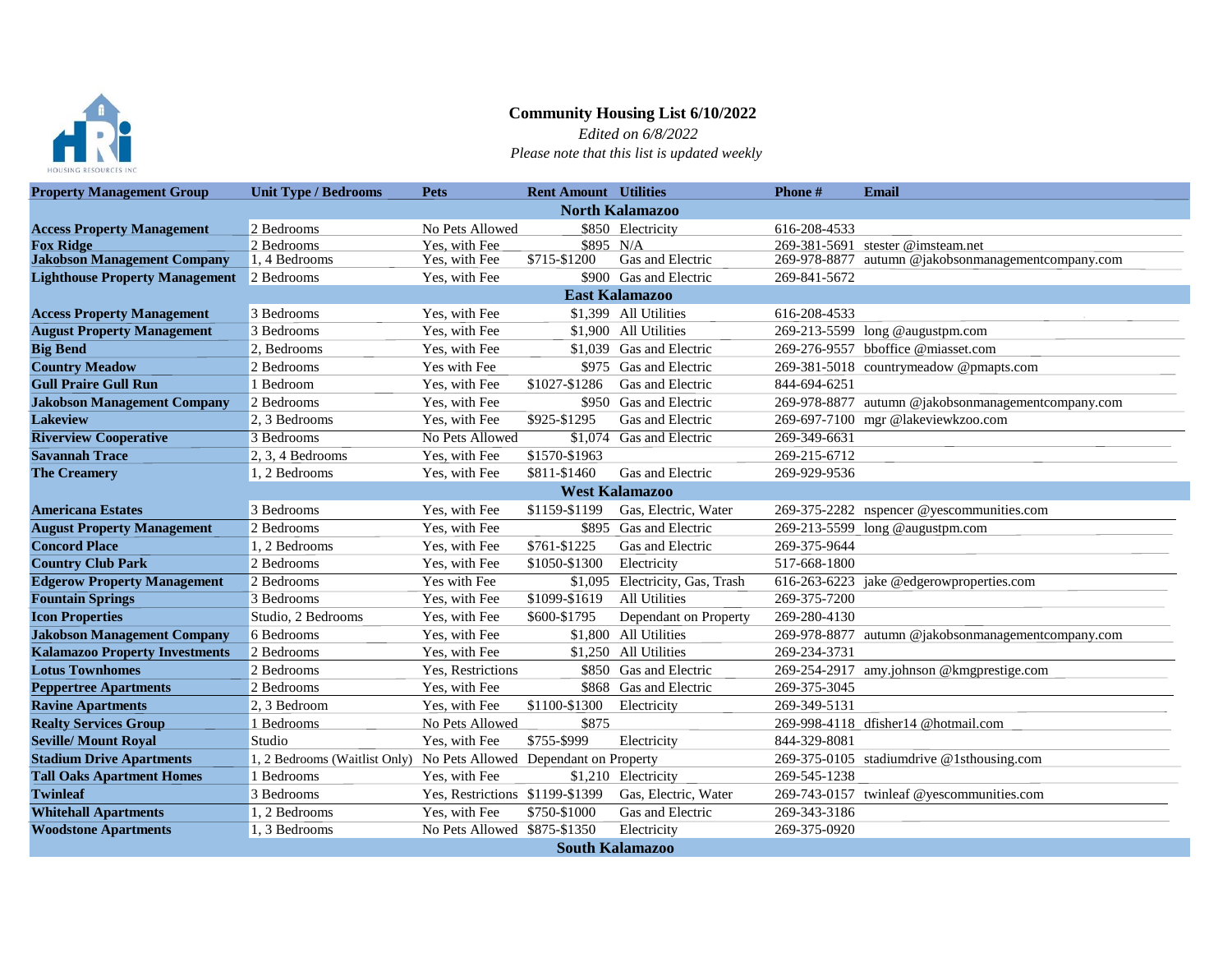# Community Housing List 6/10/2022

*Edited on 6/8/2022*

*Please note that this list is updated weekly*

| Property Management Group | Unit Type / Bedrooms | Pets | Rent Amount | Utilities | Phone # | Email |
|---|---|---|---|---|---|---|
| **North Kalamazoo** | | | | | | |
| **Access Property Management** | 2 Bedrooms | No Pets Allowed | $850 | Electricity | 616-208-4533 | |
| **Fox Ridge** | 2 Bedrooms | Yes, with Fee | $895 | N/A | 269-381-5691 | stester @imsteam.net |
| **Jakobson Management Company** | 1, 4 Bedrooms | Yes, with Fee | $715-$1200 | Gas and Electric | 269-978-8877 | autumn @jakobsonmanagementcompany.com |
| **Lighthouse Property Management** | 2 Bedrooms | Yes, with Fee | $900 | Gas and Electric | 269-841-5672 | |
| **East Kalamazoo** | | | | | | |
| **Access Property Management** | 3 Bedrooms | Yes, with Fee | $1,399 | All Utilities | 616-208-4533 | |
| **August Property Management** | 3 Bedrooms | Yes, with Fee | $1,900 | All Utilities | 269-213-5599 | long @augustpm.com |
| **Big Bend** | 2, Bedrooms | Yes, with Fee | $1,039 | Gas and Electric | 269-276-9557 | bboffice @miasset.com |
| **Country Meadow** | 2 Bedrooms | Yes with Fee | $975 | Gas and Electric | 269-381-5018 | countrymeadow @pmapts.com |
| **Gull Praire Gull Run** | 1 Bedroom | Yes, with Fee | $1027-$1286 | Gas and Electric | 844-694-6251 | |
| **Jakobson Management Company** | 2 Bedrooms | Yes, with Fee | $950 | Gas and Electric | 269-978-8877 | autumn @jakobsonmanagementcompany.com |
| **Lakeview** | 2, 3 Bedrooms | Yes, with Fee | $925-$1295 | Gas and Electric | 269-697-7100 | mgr @lakeviewkzoo.com |
| **Riverview Cooperative** | 3 Bedrooms | No Pets Allowed | $1,074 | Gas and Electric | 269-349-6631 | |
| **Savannah Trace** | 2, 3, 4 Bedrooms | Yes, with Fee | $1570-$1963 | | 269-215-6712 | |
| **The Creamery** | 1, 2 Bedrooms | Yes, with Fee | $811-$1460 | Gas and Electric | 269-929-9536 | |
| **West Kalamazoo** | | | | | | |
| **Americana Estates** | 3 Bedrooms | Yes, with Fee | $1159-$1199 | Gas, Electric, Water | 269-375-2282 | nspencer @yescommunities.com |
| **August Property Management** | 2 Bedrooms | Yes, with Fee | $895 | Gas and Electric | 269-213-5599 | long @augustpm.com |
| **Concord Place** | 1, 2 Bedrooms | Yes, with Fee | $761-$1225 | Gas and Electric | 269-375-9644 | |
| **Country Club Park** | 2 Bedrooms | Yes, with Fee | $1050-$1300 | Electricity | 517-668-1800 | |
| **Edgerow Property Management** | 2 Bedrooms | Yes with Fee | $1,095 | Electricity, Gas, Trash | 616-263-6223 | jake @edgerowproperties.com |
| **Fountain Springs** | 3 Bedrooms | Yes, with Fee | $1099-$1619 | All Utilities | 269-375-7200 | |
| **Icon Properties** | Studio, 2 Bedrooms | Yes, with Fee | $600-$1795 | Dependant on Property | 269-280-4130 | |
| **Jakobson Management Company** | 6 Bedrooms | Yes, with Fee | $1,800 | All Utilities | 269-978-8877 | autumn @jakobsonmanagementcompany.com |
| **Kalamazoo Property Investments** | 2 Bedrooms | Yes, with Fee | $1,250 | All Utilities | 269-234-3731 | |
| **Lotus Townhomes** | 2 Bedrooms | Yes, Restrictions | $850 | Gas and Electric | 269-254-2917 | amy.johnson @kmgprestige.com |
| **Peppertree Apartments** | 2 Bedrooms | Yes, with Fee | $868 | Gas and Electric | 269-375-3045 | |
| **Ravine Apartments** | 2, 3 Bedroom | Yes, with Fee | $1100-$1300 | Electricity | 269-349-5131 | |
| **Realty Services Group** | 1 Bedrooms | No Pets Allowed | $875 | | 269-998-4118 | dfisher14 @hotmail.com |
| **Seville/ Mount Royal** | Studio | Yes, with Fee | $755-$999 | Electricity | 844-329-8081 | |
| **Stadium Drive Apartments** | 1, 2 Bedrooms (Waitlist Only) | No Pets Allowed | Dependant on Property | | 269-375-0105 | stadiumdrive @1sthousing.com |
| **Tall Oaks Apartment Homes** | 1 Bedrooms | Yes, with Fee | $1,210 | Electricity | 269-545-1238 | |
| **Twinleaf** | 3 Bedrooms | Yes, Restrictions | $1199-$1399 | Gas, Electric, Water | 269-743-0157 | twinleaf @yescommunities.com |
| **Whitehall Apartments** | 1, 2 Bedrooms | Yes, with Fee | $750-$1000 | Gas and Electric | 269-343-3186 | |
| **Woodstone Apartments** | 1, 3 Bedrooms | No Pets Allowed | $875-$1350 | Electricity | 269-375-0920 | |
| **South Kalamazoo** | | | | | | |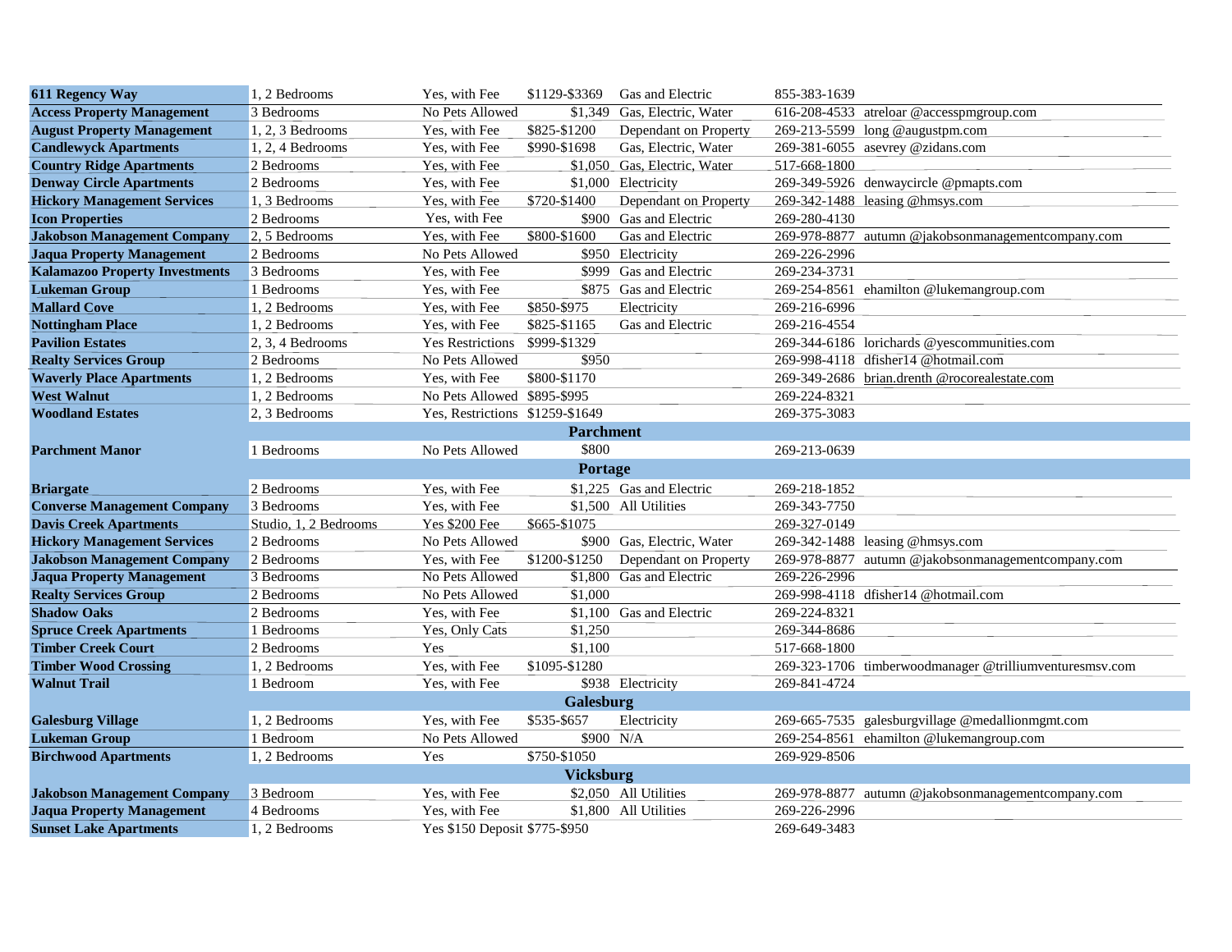| | | | | | | |
|---|---|---|---|---|---|---|
| **611 Regency Way** | 1, 2 Bedrooms | Yes, with Fee | $1129-$3369 | Gas and Electric | 855-383-1639 | |
| **Access Property Management** | 3 Bedrooms | No Pets Allowed | $1,349 | Gas, Electric, Water | 616-208-4533 | atreloar @accesspmgroup.com |
| **August Property Management** | 1, 2, 3 Bedrooms | Yes, with Fee | $825-$1200 | Dependant on Property | 269-213-5599 | long @augustpm.com |
| **Candlewyck Apartments** | 1, 2, 4 Bedrooms | Yes, with Fee | $990-$1698 | Gas, Electric, Water | 269-381-6055 | asevrey @zidans.com |
| **Country Ridge Apartments** | 2 Bedrooms | Yes, with Fee | $1,050 | Gas, Electric, Water | 517-668-1800 | |
| **Denway Circle Apartments** | 2 Bedrooms | Yes, with Fee | $1,000 | Electricity | 269-349-5926 | denwaycircle @pmapts.com |
| **Hickory Management Services** | 1, 3 Bedrooms | Yes, with Fee | $720-$1400 | Dependant on Property | 269-342-1488 | leasing @hmsys.com |
| **Icon Properties** | 2 Bedrooms | Yes, with Fee | $900 | Gas and Electric | 269-280-4130 | |
| **Jakobson Management Company** | 2, 5 Bedrooms | Yes, with Fee | $800-$1600 | Gas and Electric | 269-978-8877 | autumn @jakobsonmanagementcompany.com |
| **Jaqua Property Management** | 2 Bedrooms | No Pets Allowed | $950 | Electricity | 269-226-2996 | |
| **Kalamazoo Property Investments** | 3 Bedrooms | Yes, with Fee | $999 | Gas and Electric | 269-234-3731 | |
| **Lukeman Group** | 1 Bedrooms | Yes, with Fee | $875 | Gas and Electric | 269-254-8561 | ehamilton @lukemangroup.com |
| **Mallard Cove** | 1, 2 Bedrooms | Yes, with Fee | $850-$975 | Electricity | 269-216-6996 | |
| **Nottingham Place** | 1, 2 Bedrooms | Yes, with Fee | $825-$1165 | Gas and Electric | 269-216-4554 | |
| **Pavilion Estates** | 2, 3, 4 Bedrooms | Yes Restrictions | $999-$1329 | | 269-344-6186 | lorichards @yescommunities.com |
| **Realty Services Group** | 2 Bedrooms | No Pets Allowed | $950 | | 269-998-4118 | dfisher14 @hotmail.com |
| **Waverly Place Apartments** | 1, 2 Bedrooms | Yes, with Fee | $800-$1170 | | 269-349-2686 | brian.drenth @rocorealestate.com |
| **West Walnut** | 1, 2 Bedrooms | No Pets Allowed | $895-$995 | | 269-224-8321 | |
| **Woodland Estates** | 2, 3 Bedrooms | Yes, Restrictions | $1259-$1649 | | 269-375-3083 | |
| | | | **Parchment** | | | |
| **Parchment Manor** | 1 Bedrooms | No Pets Allowed | $800 | | 269-213-0639 | |
| | | | **Portage** | | | |
| **Briargate** | 2 Bedrooms | Yes, with Fee | $1,225 | Gas and Electric | 269-218-1852 | |
| **Converse Management Company** | 3 Bedrooms | Yes, with Fee | $1,500 | All Utilities | 269-343-7750 | |
| **Davis Creek Apartments** | Studio, 1, 2 Bedrooms | Yes $200 Fee | $665-$1075 | | 269-327-0149 | |
| **Hickory Management Services** | 2 Bedrooms | No Pets Allowed | $900 | Gas, Electric, Water | 269-342-1488 | leasing @hmsys.com |
| **Jakobson Management Company** | 2 Bedrooms | Yes, with Fee | $1200-$1250 | Dependant on Property | 269-978-8877 | autumn @jakobsonmanagementcompany.com |
| **Jaqua Property Management** | 3 Bedrooms | No Pets Allowed | $1,800 | Gas and Electric | 269-226-2996 | |
| **Realty Services Group** | 2 Bedrooms | No Pets Allowed | $1,000 | | 269-998-4118 | dfisher14 @hotmail.com |
| **Shadow Oaks** | 2 Bedrooms | Yes, with Fee | $1,100 | Gas and Electric | 269-224-8321 | |
| **Spruce Creek Apartments** | 1 Bedrooms | Yes, Only Cats | $1,250 | | 269-344-8686 | |
| **Timber Creek Court** | 2 Bedrooms | Yes | $1,100 | | 517-668-1800 | |
| **Timber Wood Crossing** | 1, 2 Bedrooms | Yes, with Fee | $1095-$1280 | | 269-323-1706 | timberwoodmanager @trilliumventuresmsv.com |
| **Walnut Trail** | 1 Bedroom | Yes, with Fee | $938 | Electricity | 269-841-4724 | |
| | | | **Galesburg** | | | |
| **Galesburg Village** | 1, 2 Bedrooms | Yes, with Fee | $535-$657 | Electricity | 269-665-7535 | galesburgvillage @medallionmgmt.com |
| **Lukeman Group** | 1 Bedroom | No Pets Allowed | $900 | N/A | 269-254-8561 | ehamilton @lukemangroup.com |
| **Birchwood Apartments** | 1, 2 Bedrooms | Yes | $750-$1050 | | 269-929-8506 | |
| | | | **Vicksburg** | | | |
| **Jakobson Management Company** | 3 Bedroom | Yes, with Fee | $2,050 | All Utilities | 269-978-8877 | autumn @jakobsonmanagementcompany.com |
| **Jaqua Property Management** | 4 Bedrooms | Yes, with Fee | $1,800 | All Utilities | 269-226-2996 | |
| **Sunset Lake Apartments** | 1, 2 Bedrooms | Yes $150 Deposit | $775-$950 | | 269-649-3483 | |